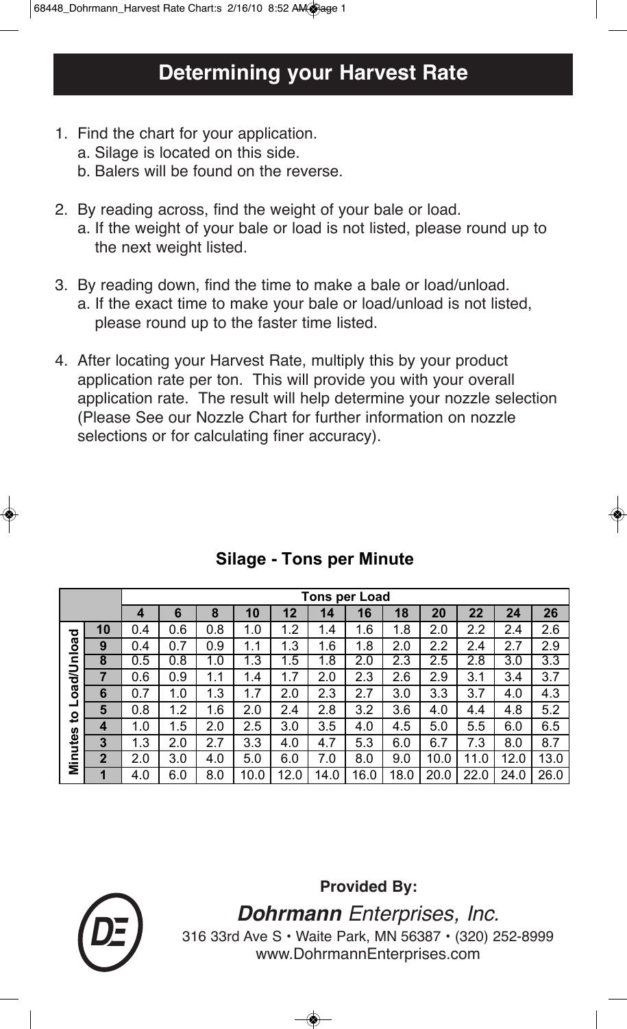# Determining your Harvest Rate

1. Find the chart for your application.
   a. Silage is located on this side.
   b. Balers will be found on the reverse.

2. By reading across, find the weight of your bale or load.
   a. If the weight of your bale or load is not listed, please round up to the next weight listed.

3. By reading down, find the time to make a bale or load/unload.
   a. If the exact time to make your bale or load/unload is not listed, please round up to the faster time listed.

4. After locating your Harvest Rate, multiply this by your product application rate per ton. This will provide you with your overall application rate. The result will help determine your nozzle selection (Please See our Nozzle Chart for further information on nozzle selections or for calculating finer accuracy).

## Silage - Tons per Minute

| | | Tons per Load | | | | | | | | | | | |
|---|---|---|---|---|---|---|---|---|---|---|---|---|---|
| | | **4** | **6** | **8** | **10** | **12** | **14** | **16** | **18** | **20** | **22** | **24** | **26** |
| **Minutes to Load/Unload** | **10** | 0.4 | 0.6 | 0.8 | 1.0 | 1.2 | 1.4 | 1.6 | 1.8 | 2.0 | 2.2 | 2.4 | 2.6 |
| | **9** | 0.4 | 0.7 | 0.9 | 1.1 | 1.3 | 1.6 | 1.8 | 2.0 | 2.2 | 2.4 | 2.7 | 2.9 |
| | **8** | 0.5 | 0.8 | 1.0 | 1.3 | 1.5 | 1.8 | 2.0 | 2.3 | 2.5 | 2.8 | 3.0 | 3.3 |
| | **7** | 0.6 | 0.9 | 1.1 | 1.4 | 1.7 | 2.0 | 2.3 | 2.6 | 2.9 | 3.1 | 3.4 | 3.7 |
| | **6** | 0.7 | 1.0 | 1.3 | 1.7 | 2.0 | 2.3 | 2.7 | 3.0 | 3.3 | 3.7 | 4.0 | 4.3 |
| | **5** | 0.8 | 1.2 | 1.6 | 2.0 | 2.4 | 2.8 | 3.2 | 3.6 | 4.0 | 4.4 | 4.8 | 5.2 |
| | **4** | 1.0 | 1.5 | 2.0 | 2.5 | 3.0 | 3.5 | 4.0 | 4.5 | 5.0 | 5.5 | 6.0 | 6.5 |
| | **3** | 1.3 | 2.0 | 2.7 | 3.3 | 4.0 | 4.7 | 5.3 | 6.0 | 6.7 | 7.3 | 8.0 | 8.7 |
| | **2** | 2.0 | 3.0 | 4.0 | 5.0 | 6.0 | 7.0 | 8.0 | 9.0 | 10.0 | 11.0 | 12.0 | 13.0 |
| | **1** | 4.0 | 6.0 | 8.0 | 10.0 | 12.0 | 14.0 | 16.0 | 18.0 | 20.0 | 22.0 | 24.0 | 26.0 |

**Provided By:**

***Dohrmann** Enterprises, Inc.*

316 33rd Ave S • Waite Park, MN 56387 • (320) 252-8999

www.DohrmannEnterprises.com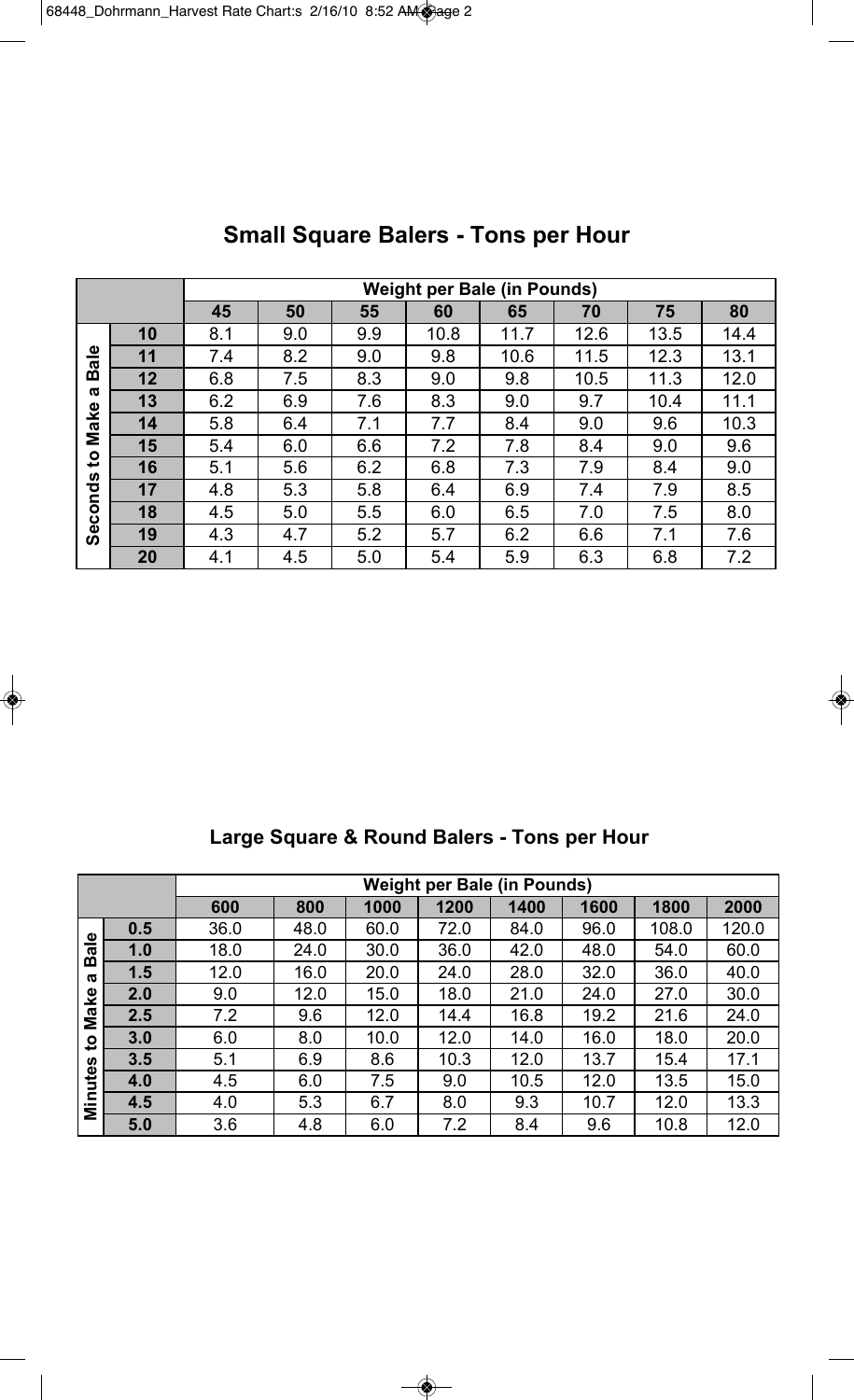## Small Square Balers - Tons per Hour

| | | Weight per Bale (in Pounds) | | | | | | | |
|---|---|---|---|---|---|---|---|---|---|
| | | 45 | 50 | 55 | 60 | 65 | 70 | 75 | 80 |
| Seconds to Make a Bale | 10 | 8.1 | 9.0 | 9.9 | 10.8 | 11.7 | 12.6 | 13.5 | 14.4 |
| | 11 | 7.4 | 8.2 | 9.0 | 9.8 | 10.6 | 11.5 | 12.3 | 13.1 |
| | 12 | 6.8 | 7.5 | 8.3 | 9.0 | 9.8 | 10.5 | 11.3 | 12.0 |
| | 13 | 6.2 | 6.9 | 7.6 | 8.3 | 9.0 | 9.7 | 10.4 | 11.1 |
| | 14 | 5.8 | 6.4 | 7.1 | 7.7 | 8.4 | 9.0 | 9.6 | 10.3 |
| | 15 | 5.4 | 6.0 | 6.6 | 7.2 | 7.8 | 8.4 | 9.0 | 9.6 |
| | 16 | 5.1 | 5.6 | 6.2 | 6.8 | 7.3 | 7.9 | 8.4 | 9.0 |
| | 17 | 4.8 | 5.3 | 5.8 | 6.4 | 6.9 | 7.4 | 7.9 | 8.5 |
| | 18 | 4.5 | 5.0 | 5.5 | 6.0 | 6.5 | 7.0 | 7.5 | 8.0 |
| | 19 | 4.3 | 4.7 | 5.2 | 5.7 | 6.2 | 6.6 | 7.1 | 7.6 |
| | 20 | 4.1 | 4.5 | 5.0 | 5.4 | 5.9 | 6.3 | 6.8 | 7.2 |

## Large Square & Round Balers - Tons per Hour

| | | Weight per Bale (in Pounds) | | | | | | | |
|---|---|---|---|---|---|---|---|---|---|
| | | 600 | 800 | 1000 | 1200 | 1400 | 1600 | 1800 | 2000 |
| Minutes to Make a Bale | 0.5 | 36.0 | 48.0 | 60.0 | 72.0 | 84.0 | 96.0 | 108.0 | 120.0 |
| | 1.0 | 18.0 | 24.0 | 30.0 | 36.0 | 42.0 | 48.0 | 54.0 | 60.0 |
| | 1.5 | 12.0 | 16.0 | 20.0 | 24.0 | 28.0 | 32.0 | 36.0 | 40.0 |
| | 2.0 | 9.0 | 12.0 | 15.0 | 18.0 | 21.0 | 24.0 | 27.0 | 30.0 |
| | 2.5 | 7.2 | 9.6 | 12.0 | 14.4 | 16.8 | 19.2 | 21.6 | 24.0 |
| | 3.0 | 6.0 | 8.0 | 10.0 | 12.0 | 14.0 | 16.0 | 18.0 | 20.0 |
| | 3.5 | 5.1 | 6.9 | 8.6 | 10.3 | 12.0 | 13.7 | 15.4 | 17.1 |
| | 4.0 | 4.5 | 6.0 | 7.5 | 9.0 | 10.5 | 12.0 | 13.5 | 15.0 |
| | 4.5 | 4.0 | 5.3 | 6.7 | 8.0 | 9.3 | 10.7 | 12.0 | 13.3 |
| | 5.0 | 3.6 | 4.8 | 6.0 | 7.2 | 8.4 | 9.6 | 10.8 | 12.0 |